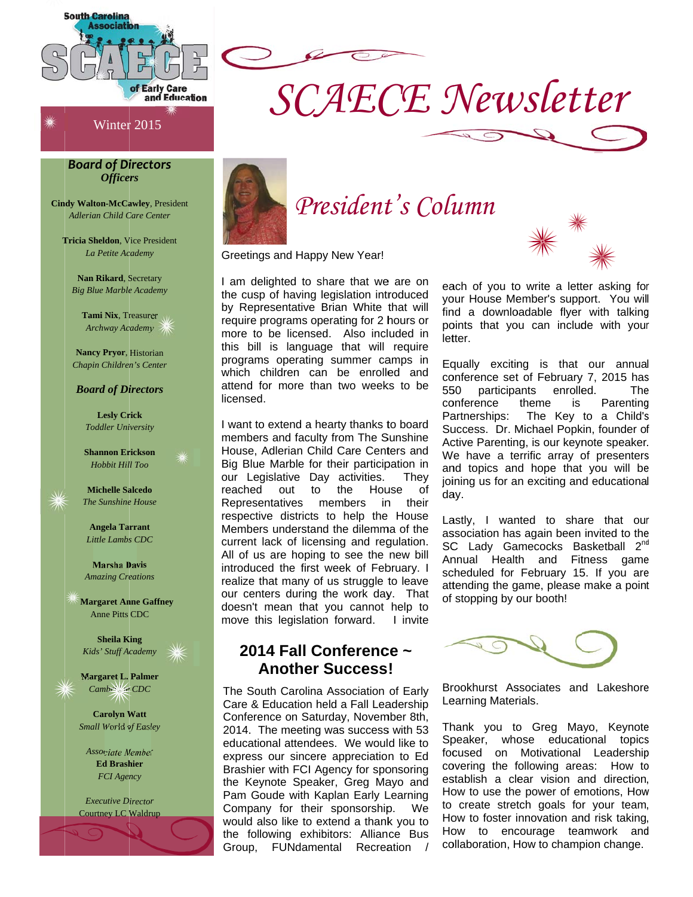South Carolina Association of Early Care and Education (SCAECE)

# SCAECE Newsletter

Winter 2015

### *Board of Directors Officers*

**Cindy Walton-McCawley**, President
*Adlerian Child Care Center*

**Tricia Sheldon**, Vice President
*La Petite Academy*

**Nan Rikard**, Secretary
*Big Blue Marble Academy*

**Tami Nix**, Treasurer
*Archway Academy*

**Nancy Pryor**, Historian
*Chapin Children's Center*

### *Board of Directors*

**Lesly Crick**
*Toddler University*

**Shannon Erickson**
*Hobbit Hill Too*

**Michelle Salcedo**
*The Sunshine House*

**Angela Tarrant**
*Little Lambs CDC*

**Marsha Davis**
*Amazing Creations*

**Margaret Anne Gaffney**
Anne Pitts CDC

**Sheila King**
*Kids' Stuff Academy*

**Margaret L. Palmer**
*Cambridge CDC*

**Carolyn Watt**
*Small World of Easley*

*Associate Member*
**Ed Brashier**
*FCI Agency*

*Executive Director*
Courtney LC Waldrup

## *President's Column*

Greetings and Happy New Year!

I am delighted to share that we are on the cusp of having legislation introduced by Representative Brian White that will require programs operating for 2 hours or more to be licensed. Also included in this bill is language that will require programs operating summer camps in which children can be enrolled and attend for more than two weeks to be licensed.

I want to extend a hearty thanks to board members and faculty from The Sunshine House, Adlerian Child Care Centers and Big Blue Marble for their participation in our Legislative Day activities. They reached out to the House of Representatives members in their respective districts to help the House Members understand the dilemma of the current lack of licensing and regulation. All of us are hoping to see the new bill introduced the first week of February. I realize that many of us struggle to leave our centers during the work day. That doesn't mean that you cannot help to move this legislation forward. I invite each of you to write a letter asking for your House Member's support. You will find a downloadable flyer with talking points that you can include with your letter.

Equally exciting is that our annual conference set of February 7, 2015 has 550 participants enrolled. The conference theme is Parenting Partnerships: The Key to a Child's Success. Dr. Michael Popkin, founder of Active Parenting, is our keynote speaker. We have a terrific array of presenters and topics and hope that you will be joining us for an exciting and educational day.

Lastly, I wanted to share that our association has again been invited to the SC Lady Gamecocks Basketball 2nd Annual Health and Fitness game scheduled for February 15. If you are attending the game, please make a point of stopping by our booth!

## 2014 Fall Conference ~ Another Success!

The South Carolina Association of Early Care & Education held a Fall Leadership Conference on Saturday, November 8th, 2014. The meeting was success with 53 educational attendees. We would like to express our sincere appreciation to Ed Brashier with FCI Agency for sponsoring the Keynote Speaker, Greg Mayo and Pam Goude with Kaplan Early Learning Company for their sponsorship. We would also like to extend a thank you to the following exhibitors: Alliance Bus Group, FUNdamental Recreation / Brookhurst Associates and Lakeshore Learning Materials.

Thank you to Greg Mayo, Keynote Speaker, whose educational topics focused on Motivational Leadership covering the following areas: How to establish a clear vision and direction, How to use the power of emotions, How to create stretch goals for your team, How to foster innovation and risk taking, How to encourage teamwork and collaboration, How to champion change.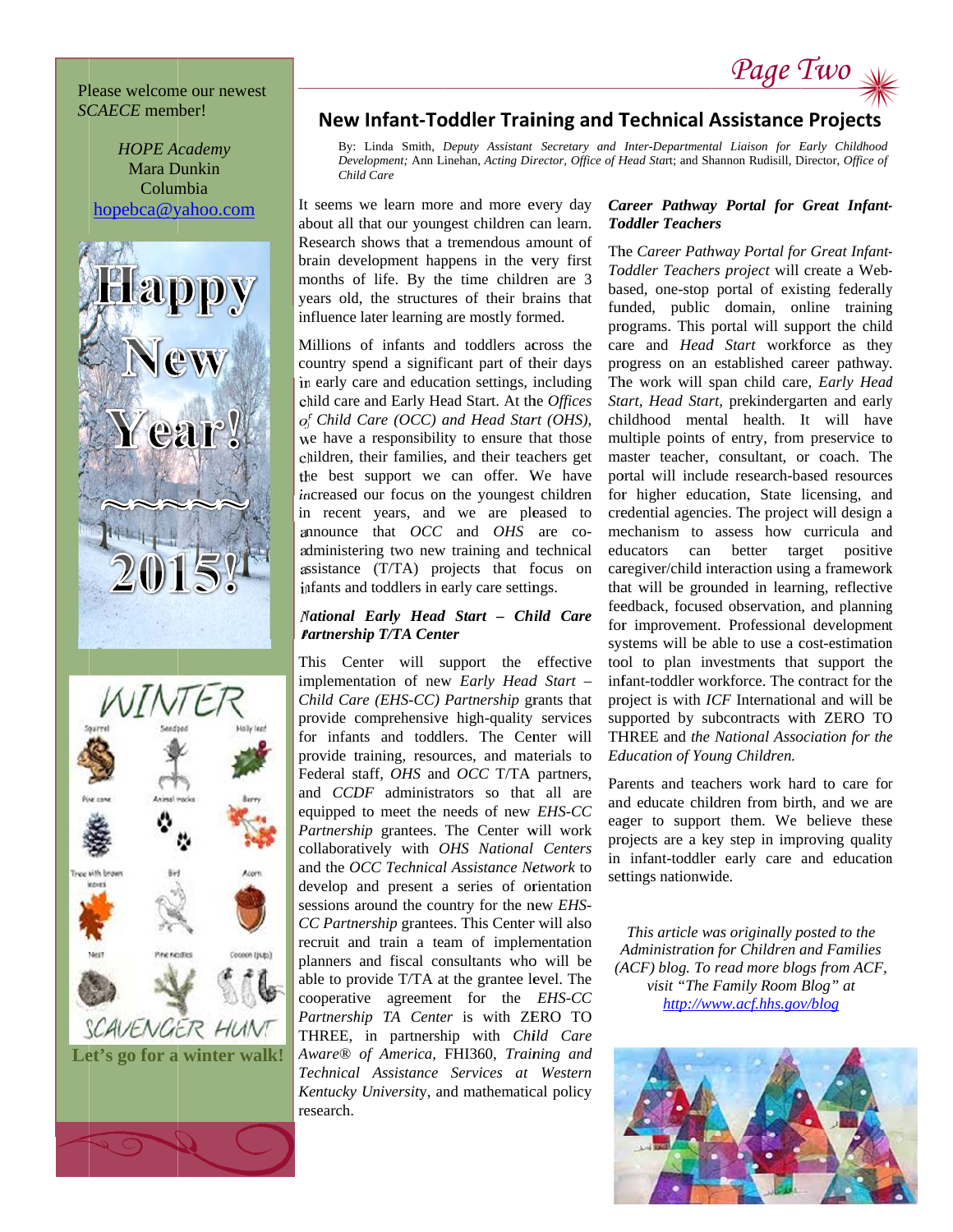Please welcome our newest *SCAECE* member!

*HOPE Academy*
Mara Dunkin
Columbia
hopebca@yahoo.com

Happy New Year! ~~~~~ 2015!

Let's go for a winter walk!

## New Infant-Toddler Training and Technical Assistance Projects

By: Linda Smith, *Deputy Assistant Secretary and Inter-Departmental Liaison for Early Childhood Development;* Ann Linehan, *Acting Director, Office of Head Start*; and Shannon Rudisill, Director, *Office of Child Care*

It seems we learn more and more every day about all that our youngest children can learn. Research shows that a tremendous amount of brain development happens in the very first months of life. By the time children are 3 years old, the structures of their brains that influence later learning are mostly formed.

Millions of infants and toddlers across the country spend a significant part of their days in early care and education settings, including child care and Early Head Start. At the *Offices of Child Care (OCC) and Head Start (OHS),* we have a responsibility to ensure that those children, their families, and their teachers get the best support we can offer. We have increased our focus on the youngest children in recent years, and we are pleased to announce that *OCC* and *OHS* are co-administering two new training and technical assistance (T/TA) projects that focus on infants and toddlers in early care settings.

### *National Early Head Start – Child Care Partnership T/TA Center*

This Center will support the effective implementation of new *Early Head Start – Child Care (EHS-CC) Partnership* grants that provide comprehensive high-quality services for infants and toddlers. The Center will provide training, resources, and materials to Federal staff, *OHS* and *OCC* T/TA partners, and *CCDF* administrators so that all are equipped to meet the needs of new *EHS-CC Partnership* grantees. The Center will work collaboratively with *OHS National Centers* and the *OCC Technical Assistance Network* to develop and present a series of orientation sessions around the country for the new *EHS-CC Partnership* grantees. This Center will also recruit and train a team of implementation planners and fiscal consultants who will be able to provide T/TA at the grantee level. The cooperative agreement for the *EHS-CC Partnership TA Center* is with ZERO TO THREE, in partnership with *Child Care Aware® of America*, FHI360, *Training and Technical Assistance Services at Western Kentucky Universit*y, and mathematical policy research.

### *Career Pathway Portal for Great Infant-Toddler Teachers*

The *Career Pathway Portal for Great Infant-Toddler Teachers project* will create a Web-based, one-stop portal of existing federally funded, public domain, online training programs. This portal will support the child care and *Head Start* workforce as they progress on an established career pathway. The work will span child care, *Early Head Start, Head Start,* prekindergarten and early childhood mental health. It will have multiple points of entry, from preservice to master teacher, consultant, or coach. The portal will include research-based resources for higher education, State licensing, and credential agencies. The project will design a mechanism to assess how curricula and educators can better target positive caregiver/child interaction using a framework that will be grounded in learning, reflective feedback, focused observation, and planning for improvement. Professional development systems will be able to use a cost-estimation tool to plan investments that support the infant-toddler workforce. The contract for the project is with *ICF* International and will be supported by subcontracts with ZERO TO THREE and *the National Association for the Education of Young Children.*

Parents and teachers work hard to care for and educate children from birth, and we are eager to support them. We believe these projects are a key step in improving quality in infant-toddler early care and education settings nationwide.

*This article was originally posted to the Administration for Children and Families (ACF) blog. To read more blogs from ACF, visit "The Family Room Blog" at http://www.acf.hhs.gov/blog*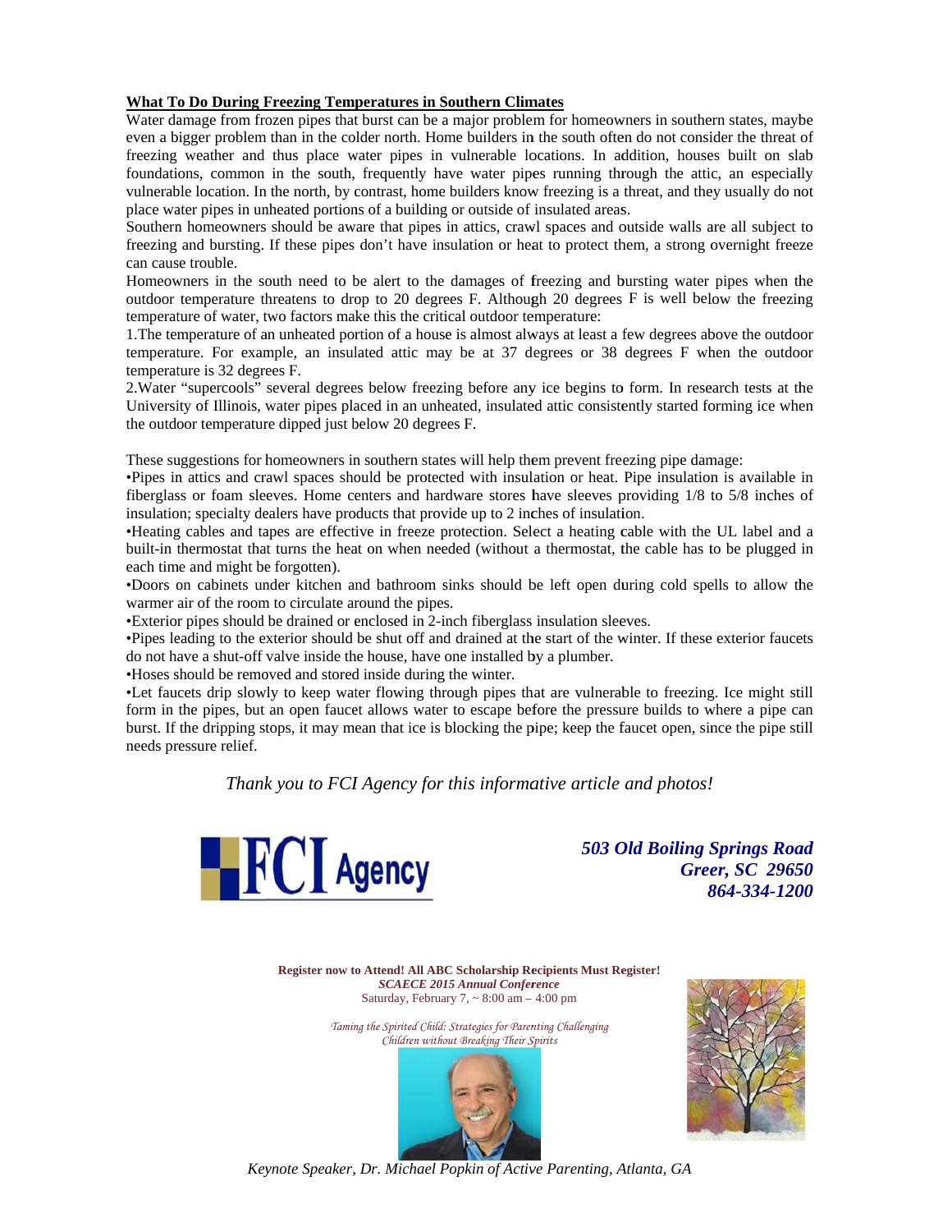## What To Do During Freezing Temperatures in Southern Climates

Water damage from frozen pipes that burst can be a major problem for homeowners in southern states, maybe even a bigger problem than in the colder north. Home builders in the south often do not consider the threat of freezing weather and thus place water pipes in vulnerable locations. In addition, houses built on slab foundations, common in the south, frequently have water pipes running through the attic, an especially vulnerable location. In the north, by contrast, home builders know freezing is a threat, and they usually do not place water pipes in unheated portions of a building or outside of insulated areas.

Southern homeowners should be aware that pipes in attics, crawl spaces and outside walls are all subject to freezing and bursting. If these pipes don't have insulation or heat to protect them, a strong overnight freeze can cause trouble.

Homeowners in the south need to be alert to the damages of freezing and bursting water pipes when the outdoor temperature threatens to drop to 20 degrees F. Although 20 degrees F is well below the freezing temperature of water, two factors make this the critical outdoor temperature:

1. The temperature of an unheated portion of a house is almost always at least a few degrees above the outdoor temperature. For example, an insulated attic may be at 37 degrees or 38 degrees F when the outdoor temperature is 32 degrees F.
2. Water "supercools" several degrees below freezing before any ice begins to form. In research tests at the University of Illinois, water pipes placed in an unheated, insulated attic consistently started forming ice when the outdoor temperature dipped just below 20 degrees F.

These suggestions for homeowners in southern states will help them prevent freezing pipe damage:

- Pipes in attics and crawl spaces should be protected with insulation or heat. Pipe insulation is available in fiberglass or foam sleeves. Home centers and hardware stores have sleeves providing 1/8 to 5/8 inches of insulation; specialty dealers have products that provide up to 2 inches of insulation.
- Heating cables and tapes are effective in freeze protection. Select a heating cable with the UL label and a built-in thermostat that turns the heat on when needed (without a thermostat, the cable has to be plugged in each time and might be forgotten).
- Doors on cabinets under kitchen and bathroom sinks should be left open during cold spells to allow the warmer air of the room to circulate around the pipes.
- Exterior pipes should be drained or enclosed in 2-inch fiberglass insulation sleeves.
- Pipes leading to the exterior should be shut off and drained at the start of the winter. If these exterior faucets do not have a shut-off valve inside the house, have one installed by a plumber.
- Hoses should be removed and stored inside during the winter.
- Let faucets drip slowly to keep water flowing through pipes that are vulnerable to freezing. Ice might still form in the pipes, but an open faucet allows water to escape before the pressure builds to where a pipe can burst. If the dripping stops, it may mean that ice is blocking the pipe; keep the faucet open, since the pipe still needs pressure relief.

*Thank you to FCI Agency for this informative article and photos!*

FCI Agency

***503 Old Boiling Springs Road***
***Greer, SC 29650***
***864-334-1200***

**Register now to Attend! All ABC Scholarship Recipients Must Register!**
***SCAECE 2015 Annual Conference***
Saturday, February 7, ~ 8:00 am – 4:00 pm

*Taming the Spirited Child: Strategies for Parenting Challenging Children without Breaking Their Spirits*

*Keynote Speaker, Dr. Michael Popkin of Active Parenting, Atlanta, GA*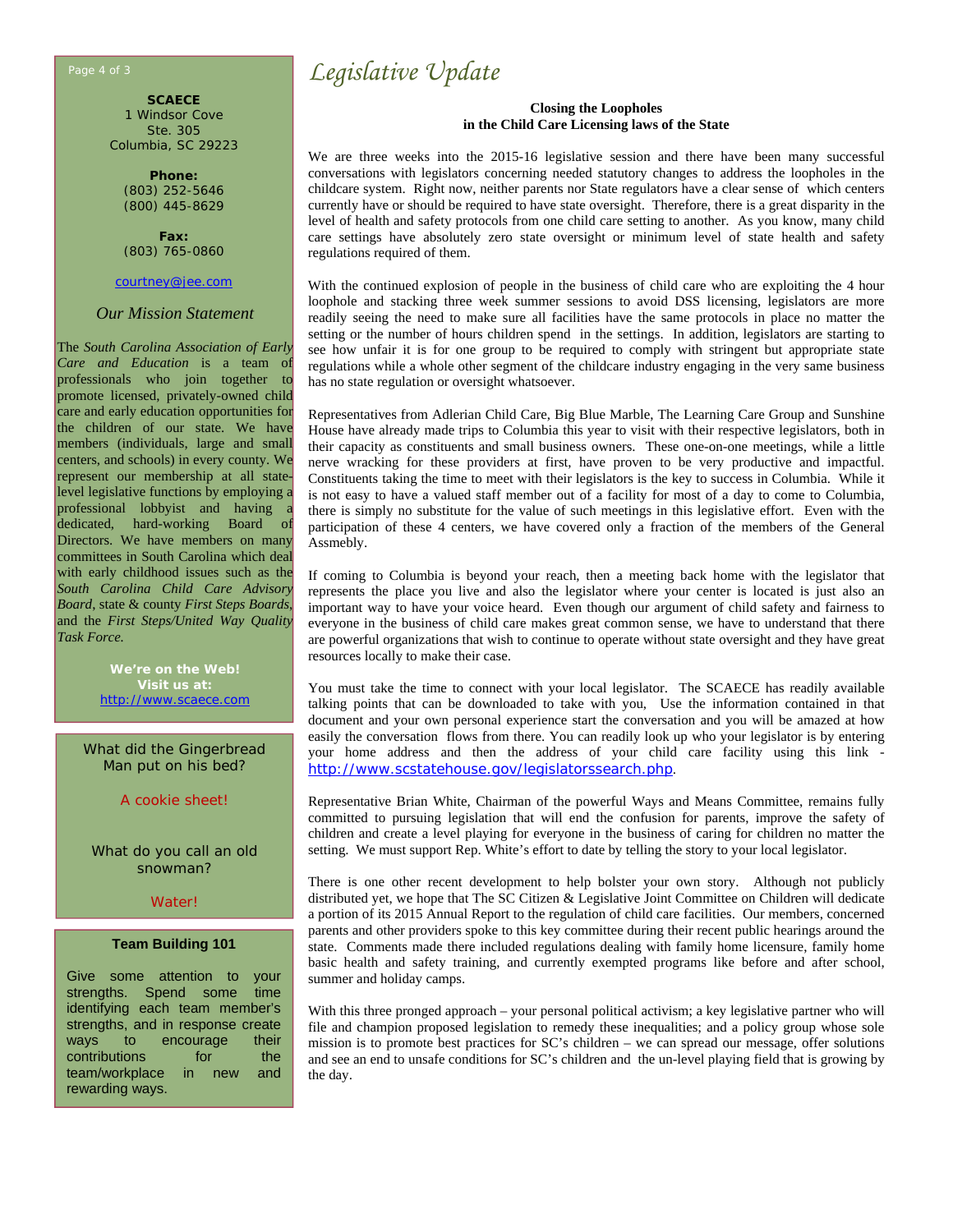# Legislative Update

**Closing the Loopholes**
**in the Child Care Licensing laws of the State**

We are three weeks into the 2015-16 legislative session and there have been many successful conversations with legislators concerning needed statutory changes to address the loopholes in the childcare system. Right now, neither parents nor State regulators have a clear sense of which centers currently have or should be required to have state oversight. Therefore, there is a great disparity in the level of health and safety protocols from one child care setting to another. As you know, many child care settings have absolutely zero state oversight or minimum level of state health and safety regulations required of them.

With the continued explosion of people in the business of child care who are exploiting the 4 hour loophole and stacking three week summer sessions to avoid DSS licensing, legislators are more readily seeing the need to make sure all facilities have the same protocols in place no matter the setting or the number of hours children spend in the settings. In addition, legislators are starting to see how unfair it is for one group to be required to comply with stringent but appropriate state regulations while a whole other segment of the childcare industry engaging in the very same business has no state regulation or oversight whatsoever.

Representatives from Adlerian Child Care, Big Blue Marble, The Learning Care Group and Sunshine House have already made trips to Columbia this year to visit with their respective legislators, both in their capacity as constituents and small business owners. These one-on-one meetings, while a little nerve wracking for these providers at first, have proven to be very productive and impactful. Constituents taking the time to meet with their legislators is the key to success in Columbia. While it is not easy to have a valued staff member out of a facility for most of a day to come to Columbia, there is simply no substitute for the value of such meetings in this legislative effort. Even with the participation of these 4 centers, we have covered only a fraction of the members of the General Assmebly.

If coming to Columbia is beyond your reach, then a meeting back home with the legislator that represents the place you live and also the legislator where your center is located is just also an important way to have your voice heard. Even though our argument of child safety and fairness to everyone in the business of child care makes great common sense, we have to understand that there are powerful organizations that wish to continue to operate without state oversight and they have great resources locally to make their case.

You must take the time to connect with your local legislator. The SCAECE has readily available talking points that can be downloaded to take with you, Use the information contained in that document and your own personal experience start the conversation and you will be amazed at how easily the conversation flows from there. You can readily look up who your legislator is by entering your home address and then the address of your child care facility using this link - http://www.scstatehouse.gov/legislatorssearch.php.

Representative Brian White, Chairman of the powerful Ways and Means Committee, remains fully committed to pursuing legislation that will end the confusion for parents, improve the safety of children and create a level playing for everyone in the business of caring for children no matter the setting. We must support Rep. White's effort to date by telling the story to your local legislator.

There is one other recent development to help bolster your own story. Although not publicly distributed yet, we hope that The SC Citizen & Legislative Joint Committee on Children will dedicate a portion of its 2015 Annual Report to the regulation of child care facilities. Our members, concerned parents and other providers spoke to this key committee during their recent public hearings around the state. Comments made there included regulations dealing with family home licensure, family home basic health and safety training, and currently exempted programs like before and after school, summer and holiday camps.

With this three pronged approach – your personal political activism; a key legislative partner who will file and champion proposed legislation to remedy these inequalities; and a policy group whose sole mission is to promote best practices for SC's children – we can spread our message, offer solutions and see an end to unsafe conditions for SC's children and the un-level playing field that is growing by the day.

---

**SCAECE**
1 Windsor Cove
Ste. 305
Columbia, SC 29223

**Phone:**
(803) 252-5646
(800) 445-8629

**Fax:**
(803) 765-0860

courtney@jee.com

## *Our Mission Statement*

The *South Carolina Association of Early Care and Education* is a team of professionals who join together to promote licensed, privately-owned child care and early education opportunities for the children of our state. We have members (individuals, large and small centers, and schools) in every county. We represent our membership at all state-level legislative functions by employing a professional lobbyist and having a dedicated, hard-working Board of Directors. We have members on many committees in South Carolina which deal with early childhood issues such as the *South Carolina Child Care Advisory Board*, state & county *First Steps Boards*, and the *First Steps/United Way Quality Task Force.*

**We're on the Web!**
**Visit us at:**
http://www.scaece.com

---

What did the Gingerbread Man put on his bed?

A cookie sheet!

What do you call an old snowman?

Water!

---

**Team Building 101**

Give some attention to your strengths. Spend some time identifying each team member's strengths, and in response create ways to encourage their contributions for the team/workplace in new and rewarding ways.